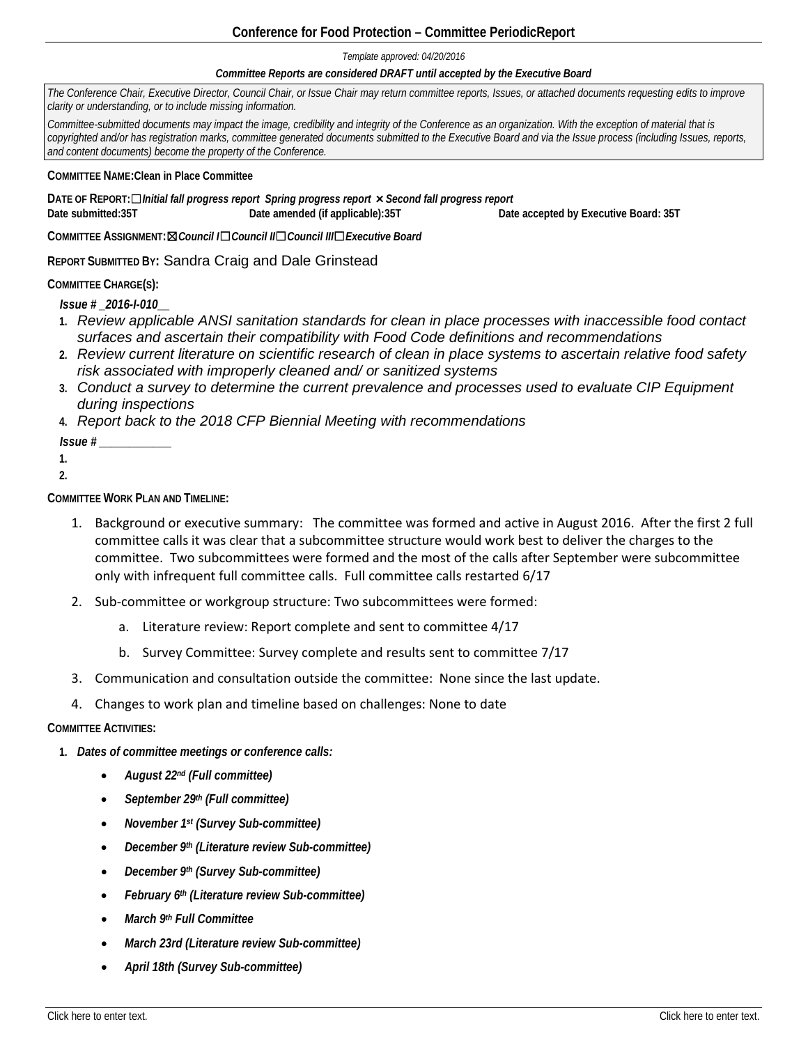# Conference for Food Protection – Committee PeriodicReport

*Template approved: 04/20/2016*

***Committee Reports are considered DRAFT until accepted by the Executive Board***

*The Conference Chair, Executive Director, Council Chair, or Issue Chair may return committee reports, Issues, or attached documents requesting edits to improve clarity or understanding, or to include missing information.*

*Committee-submitted documents may impact the image, credibility and integrity of the Conference as an organization. With the exception of material that is copyrighted and/or has registration marks, committee generated documents submitted to the Executive Board and via the Issue process (including Issues, reports, and content documents) become the property of the Conference.*

**COMMITTEE NAME:Clean in Place Committee**

**DATE OF REPORT:** ☐ ***Initial fall progress report Spring progress report ✕ Second fall progress report***
**Date submitted:35T** **Date amended (if applicable):35T** **Date accepted by Executive Board: 35T**

**COMMITTEE ASSIGNMENT:** ☒ ***Council I*** ☐ ***Council II*** ☐ ***Council III*** ☐ ***Executive Board***

**REPORT SUBMITTED BY:** Sandra Craig and Dale Grinstead

**COMMITTEE CHARGE(S):**

***Issue # _2016-I-010__***

1. *Review applicable ANSI sanitation standards for clean in place processes with inaccessible food contact surfaces and ascertain their compatibility with Food Code definitions and recommendations*
2. *Review current literature on scientific research of clean in place systems to ascertain relative food safety risk associated with improperly cleaned and/ or sanitized systems*
3. *Conduct a survey to determine the current prevalence and processes used to evaluate CIP Equipment during inspections*
4. *Report back to the 2018 CFP Biennial Meeting with recommendations*

***Issue # __________***

1.
2.

**COMMITTEE WORK PLAN AND TIMELINE:**

1. Background or executive summary: The committee was formed and active in August 2016. After the first 2 full committee calls it was clear that a subcommittee structure would work best to deliver the charges to the committee. Two subcommittees were formed and the most of the calls after September were subcommittee only with infrequent full committee calls. Full committee calls restarted 6/17
2. Sub-committee or workgroup structure: Two subcommittees were formed:
   a. Literature review: Report complete and sent to committee 4/17
   b. Survey Committee: Survey complete and results sent to committee 7/17
3. Communication and consultation outside the committee: None since the last update.
4. Changes to work plan and timeline based on challenges: None to date

**COMMITTEE ACTIVITIES:**

1. ***Dates of committee meetings or conference calls:***
   - ***August 22nd (Full committee)***
   - ***September 29th (Full committee)***
   - ***November 1st (Survey Sub-committee)***
   - ***December 9th (Literature review Sub-committee)***
   - ***December 9th (Survey Sub-committee)***
   - ***February 6th (Literature review Sub-committee)***
   - ***March 9th Full Committee***
   - ***March 23rd (Literature review Sub-committee)***
   - ***April 18th (Survey Sub-committee)***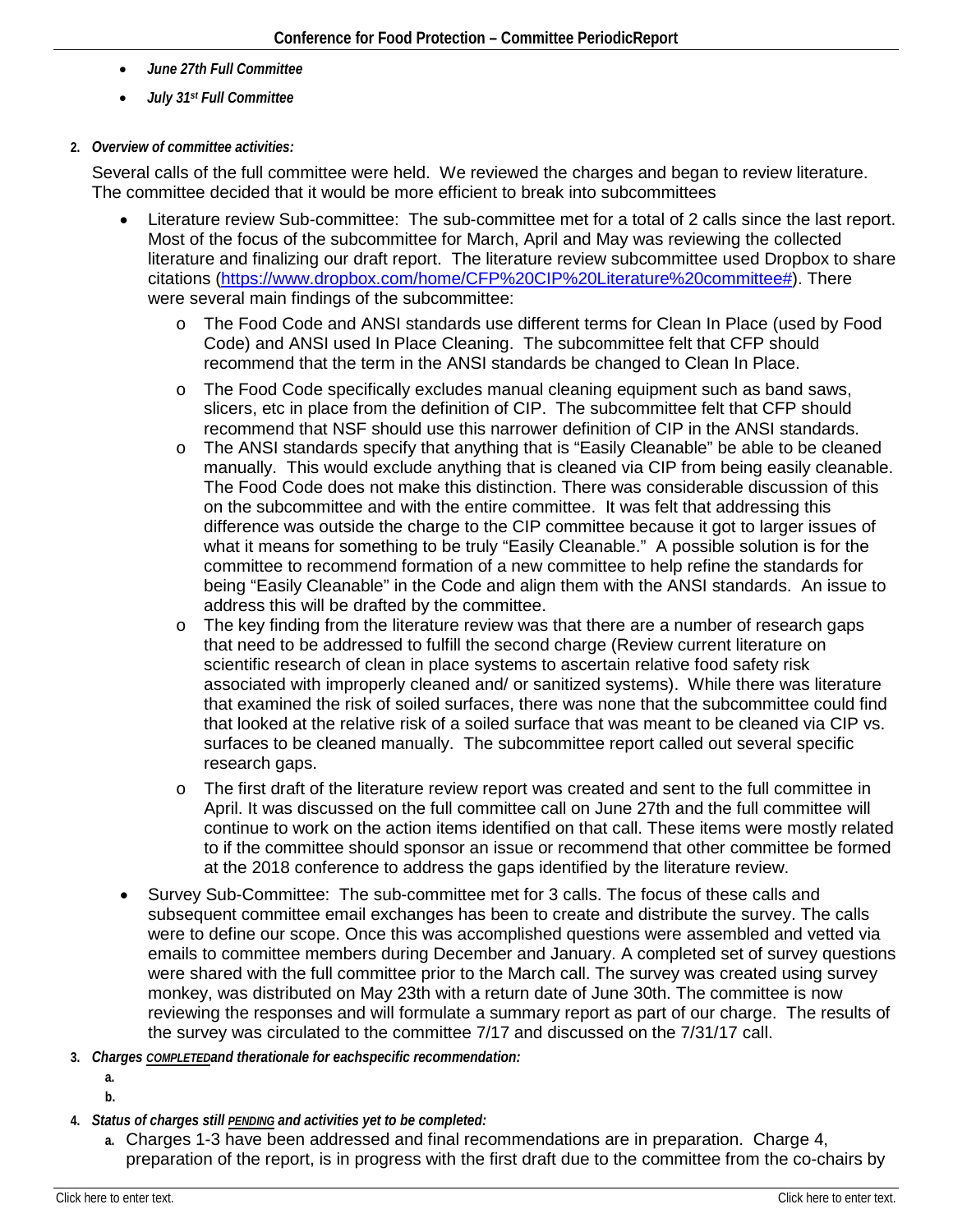- ***June 27th Full Committee***
- ***July 31st Full Committee***

2. ***Overview of committee activities:***

Several calls of the full committee were held. We reviewed the charges and began to review literature. The committee decided that it would be more efficient to break into subcommittees

- Literature review Sub-committee: The sub-committee met for a total of 2 calls since the last report. Most of the focus of the subcommittee for March, April and May was reviewing the collected literature and finalizing our draft report. The literature review subcommittee used Dropbox to share citations ([https://www.dropbox.com/home/CFP%20CIP%20Literature%20committee#](https://www.dropbox.com/home/CFP%20CIP%20Literature%20committee#)). There were several main findings of the subcommittee:
  - The Food Code and ANSI standards use different terms for Clean In Place (used by Food Code) and ANSI used In Place Cleaning. The subcommittee felt that CFP should recommend that the term in the ANSI standards be changed to Clean In Place.
  - The Food Code specifically excludes manual cleaning equipment such as band saws, slicers, etc in place from the definition of CIP. The subcommittee felt that CFP should recommend that NSF should use this narrower definition of CIP in the ANSI standards.
  - The ANSI standards specify that anything that is "Easily Cleanable" be able to be cleaned manually. This would exclude anything that is cleaned via CIP from being easily cleanable. The Food Code does not make this distinction. There was considerable discussion of this on the subcommittee and with the entire committee. It was felt that addressing this difference was outside the charge to the CIP committee because it got to larger issues of what it means for something to be truly "Easily Cleanable." A possible solution is for the committee to recommend formation of a new committee to help refine the standards for being "Easily Cleanable" in the Code and align them with the ANSI standards. An issue to address this will be drafted by the committee.
  - The key finding from the literature review was that there are a number of research gaps that need to be addressed to fulfill the second charge (Review current literature on scientific research of clean in place systems to ascertain relative food safety risk associated with improperly cleaned and/ or sanitized systems). While there was literature that examined the risk of soiled surfaces, there was none that the subcommittee could find that looked at the relative risk of a soiled surface that was meant to be cleaned via CIP vs. surfaces to be cleaned manually. The subcommittee report called out several specific research gaps.
  - The first draft of the literature review report was created and sent to the full committee in April. It was discussed on the full committee call on June 27th and the full committee will continue to work on the action items identified on that call. These items were mostly related to if the committee should sponsor an issue or recommend that other committee be formed at the 2018 conference to address the gaps identified by the literature review.
- Survey Sub-Committee: The sub-committee met for 3 calls. The focus of these calls and subsequent committee email exchanges has been to create and distribute the survey. The calls were to define our scope. Once this was accomplished questions were assembled and vetted via emails to committee members during December and January. A completed set of survey questions were shared with the full committee prior to the March call. The survey was created using survey monkey, was distributed on May 23th with a return date of June 30th. The committee is now reviewing the responses and will formulate a summary report as part of our charge. The results of the survey was circulated to the committee 7/17 and discussed on the 7/31/17 call.

3. ***Charges <u>COMPLETED</u>and therationale for eachspecific recommendation:***
   a.
   b.

4. ***Status of charges still <u>PENDING</u> and activities yet to be completed:***
   a. Charges 1-3 have been addressed and final recommendations are in preparation. Charge 4, preparation of the report, is in progress with the first draft due to the committee from the co-chairs by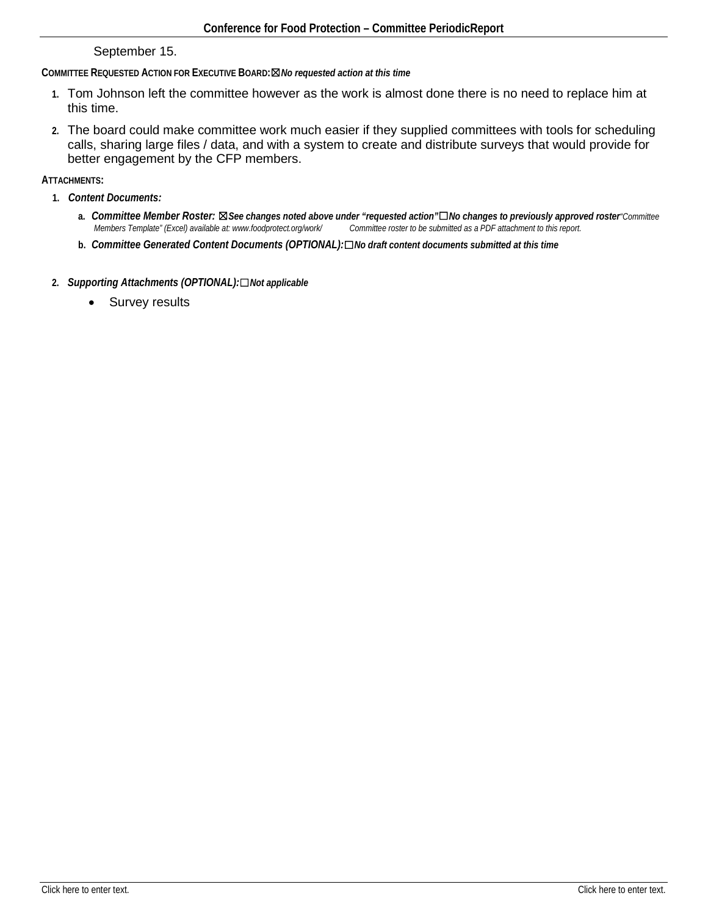September 15.

**COMMITTEE REQUESTED ACTION FOR EXECUTIVE BOARD:** ☒ ***No requested action at this time***

1. Tom Johnson left the committee however as the work is almost done there is no need to replace him at this time.
2. The board could make committee work much easier if they supplied committees with tools for scheduling calls, sharing large files / data, and with a system to create and distribute surveys that would provide for better engagement by the CFP members.

**ATTACHMENTS:**

1. ***Content Documents:***
   a. ***Committee Member Roster:*** ☒ ***See changes noted above under "requested action"*** ☐ ***No changes to previously approved roster*** *"Committee Members Template" (Excel) available at: www.foodprotect.org/work/ Committee roster to be submitted as a PDF attachment to this report.*
   b. ***Committee Generated Content Documents (OPTIONAL):*** ☐ ***No draft content documents submitted at this time***

2. ***Supporting Attachments (OPTIONAL):*** ☐ ***Not applicable***
   - Survey results